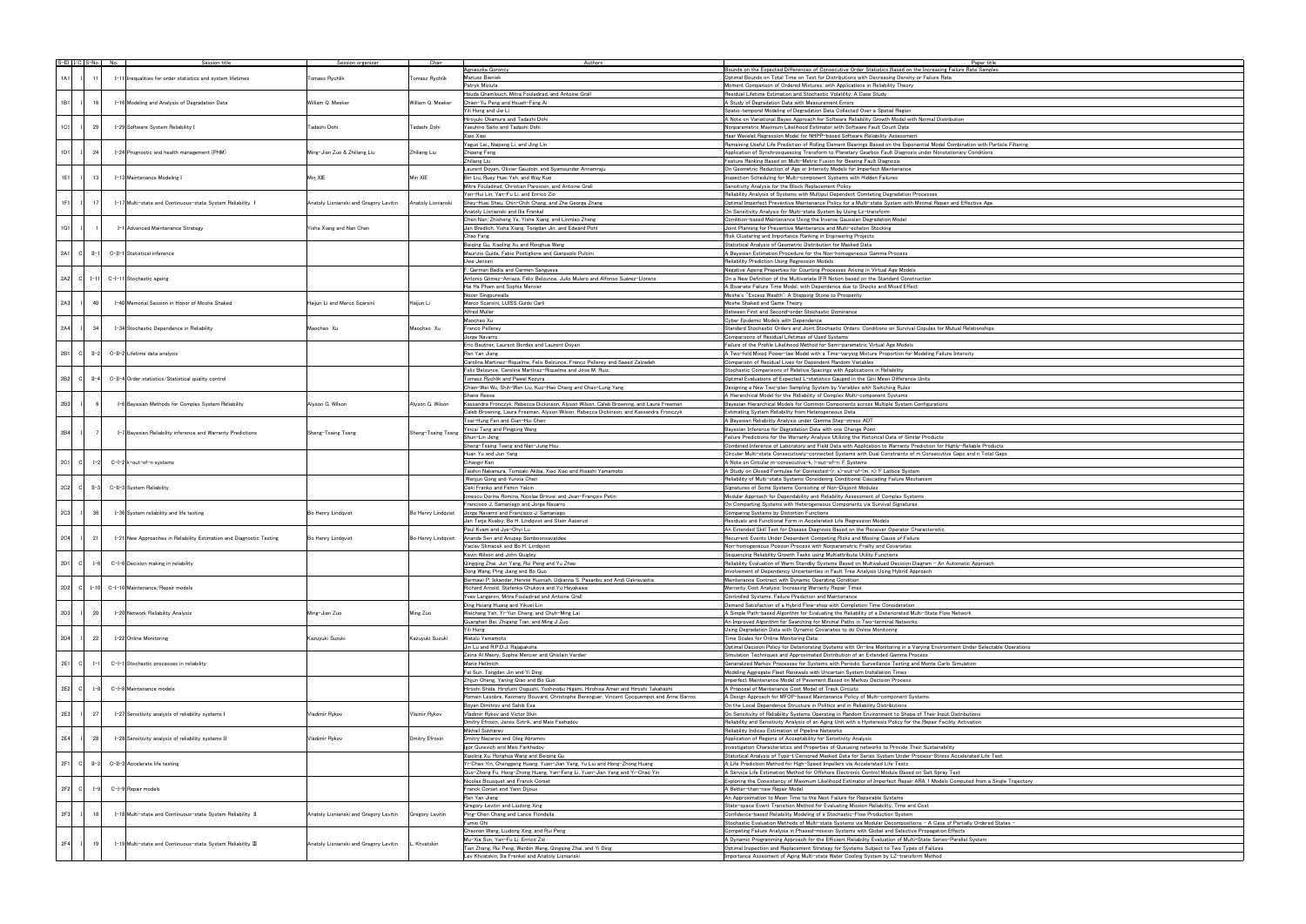| S-ID | I/C | S-No. | No. | Session title | Session organizer | Chair | Authors | Paper title |
|---|---|---|---|---|---|---|---|---|
| 1A1 | I | 11 | I-11 | Inequalities for order statistics and system lifetimes | Tomasz Rychlik | Tomasz Rychlik | Agnieszka Goroncy | Bounds on the Expected Differences of Consecutive Order Statistics Based on the Increasing Failure Rate Samples |
| | | | | | | | Mariusz Bieniek | Optimal Bounds on Total Time on Test for Distributions with Decreasing Density or Failure Rate |
| | | | | | | | Patryk Miziuła | Moment Comparison of Ordered Mixtures, with Applications in Reliability Theory |
| 1B1 | I | 16 | I-16 | Modeling and Analysis of Degradation Data | William Q. Meeker | William Q. Meeker | Houda Ghamlouch, Mitra Fouladirad, and Antoine Grall | Residual Lifetime Estimation and Stochastic Volatility: A Case Study |
| | | | | | | | Chien-Yu Peng and Hsueh-Fang Ai | A Study of Degradation Data with Measurement Errors |
| | | | | | | | Yili Hong and Jie Li | Spatio-temporal Modeling of Degradation Data Collected Over a Spatial Region |
| 1C1 | I | 29 | I-29 | Software System Reliability I | Tadashi Dohi | Tadashi Dohi | Hiroyuki Okamura and Tadashi Dohi | A Note on Variational Bayes Approach for Software Reliability Growth Model with Normal Distribution |
| | | | | | | | Yasuhiro Saito and Tadashi Dohi | Nonparametric Maximum Likelihood Estimator with Software Fault Count Data |
| | | | | | | | Xiao Xiao | Haar Wavelet Regression Model for NHPP-based Software Reliability Assessment |
| 1D1 | I | 24 | I-24 | Prognostic and health management (PHM) | Ming-Jian Zuo & Zhiliang Liu | Zhiliang Liu | Yaguo Lei, Naipeng Li, and Jing Lin | Remaining Useful Life Prediction of Rolling Element Bearings Based on the Exponential Model Combination with Particle Filtering |
| | | | | | | | Zhipeng Feng | Application of Synchrosqueezing Transform to Planetary Gearbox Fault Diagnosis under Nonstationary Conditions |
| | | | | | | | Zhiliang Liu | Feature Ranking Based on Multi-Metric Fusion for Bearing Fault Diagnosis |
| 1E1 | I | 13 | I-13 | Maintenance Modeling I | Min XIE | Min XIE | Laurent Doyen, Olivier Gaudoin, and Syamsundar Annamraju | On Geometric Reduction of Age or Intensity Models for Imperfect Maintenance |
| | | | | | | | Bin Liu, Ruey Huei Yeh, and Way Kuo | Inspection Scheduling for Multi-component Systems with Hidden Failures |
| | | | | | | | Mitra Fouladirad, Christian Paroissin, and Antoine Grall | Sensitivity Analysis for the Block Replacement Policy |
| 1F1 | I | 17 | I-17 | Multi-state and Continuous-state System Reliability Ⅰ | Anatoly Lisnianski and Gregory Levitin | Anatoly Lisnianski | Yan-Hui Lin, Yan-Fu Li, and Enrico Zio | Reliability Analysis of Systems with Multipul Dependent Comteting Degradation Processes |
| | | | | | | | Shey-Huei Sheu, Chin-Chih Chang, and Zhe George Zhang | Optimal Imperfect Preventive Maintenance Policy for a Multi-state System with Minimal Repair and Effective Age |
| | | | | | | | Anatoly Lisnianski and Ilia Frenkel | On Sensitivity Analysis for Multi-state System by Using Lz-transform |
| 1G1 | I | 1 | I-1 | Advanced Maintenance Strategy | Yisha Xiang and Nan Chen | | Chen Nan, Zhisheng Ye, Yisha Xiang, and Linmiao Zhang | Condition-based Maintenance Using the Inverse Gaussian Degradation Model |
| | | | | | | | Jan Bredlich, Yisha Xiang, Tongdan Jin, and Edward Pohl | Joint Planning for Preventive Maintenance and Multi-echelon Stocking |
| | | | | | | | Chao Fang | Risk Clustering and Importance Ranking in Engineering Projects |
| 2A1 | C | II-1 | C-II-1 | Statistical inference | | | Beiqing Gu, Xiaoling Xu and Ronghua Wang | Statistical Analysis of Geometric Distribution for Masked Data |
| | | | | | | | Maurizio Guida, Fabio Postiglione and Gianpaolo Pulcini | A Bayesian Estimation Procedure for the Non-homogeneous Gamma Process |
| | | | | | | | Uwe Jensen | Reliability Prediction Using Regression Models |
| 2A2 | C | I-11 | C-I-11 | Stochastic ageing | | | F. German Badía and Carmen Sangüesa | Negative Ageing Properties for Counting Processes Arising in Virtual Age Models |
| | | | | | | | Antonio Gómez-Arraza, Félix Belzunce, Julio Mulero and Alfonso Suárez-Llorens | On a New Definition of the Multivariate IFR Notion based on the Standard Construction |
| | | | | | | | Hai Ha Pham and Sophie Mercier | A Bivariate Failure Time Model, with Dependence due to Shocks and Mixed Effect |
| 2A3 | I | 40 | I-40 | Memorial Session in Honor of Moshe Shaked | Haijun Li and Marco Scarsini | Haijun Li | Nozer Singpurwalla | Moshe's "Excess Wealth": A Stepping Stone to Prosperity |
| | | | | | | | Marco Scarsini, LUISS Guido Carli | Moshe Shaked and Game Theory |
| | | | | | | | Alfred Muller | Between First and Second-order Stochastic Dominance |
| 2A4 | I | 34 | I-34 | Stochastic Dependence in Reliability | Maochao Xu | Maochao Xu | Maochao Xu | Cyber Epidemic Models with Dependence |
| | | | | | | | Franco Pellerey | Standard Stochastic Orders and Joint Stochastic Orders: Conditions on Survival Copulas for Mutual Relationships |
| | | | | | | | Jorge Navarro | Comparisons of Residual Lifetimes of Used Systems |
| 2B1 | C | II-2 | C-II-2 | Lifetime data analysis | | | Eric Beutner, Laurent Bordes and Laurent Doyen | Failure of the Profile Likelihood Method for Semi-parametric Virtual Age Models |
| | | | | | | | Ren Yan Jiang | A Two-fold Mixed Power-law Model with a Time-varying Mixture Proportion for Modeling Failure Intensity |
| | | | | | | | Carolina Martinez-Riquelme, Felix Belzunce, Franco Pellerey and Saeed Zalzadeh | Comparison of Residual Lives for Dependent Random Variables |
| 2B2 | C | II-4 | C-II-4 | Order statistics/Statistical quality control | | | Felix Belzunce, Carolina Martinez-Riquelme and Jose M. Ruiz. | Stochastic Comparisons of Relative Spacings with Applications in Reliability |
| | | | | | | | Tomasz Rychlik and Pawel Kozyra | Optimal Evaluations of Expected L-statistics Gauged in the Gini Mean Difference Units |
| | | | | | | | Chien-Wei Wu, Shih-Wen Liu, Kuo-Hao Chang and Chao-Lung Yang | Designing a New Two-plan Sampling System by Variables with Switching Rules |
| 2B3 | I | 6 | I-6 | Bayesian Methods for Complex System Reliability | Alyson G. Wilson | Alyson G. Wilson | Shane Reese | A Hierarchical Model for the Reliability of Complex Multi-component Systems |
| | | | | | | | Kassandra Fronczyk, Rebecca Dickinson, Alyson Wilson, Caleb Browning, and Laura Freeman | Bayesian Hierarchical Models for Common Components across Multiple System Configurations |
| | | | | | | | Caleb Browning, Laura Freeman, Alyson Wilson, Rebecca Dickinson, and Kassandra Fronczyk | Estimating System Reliability from Heterogeneous Data |
| 2B4 | I | 7 | I-7 | Bayesian Reliability inference and Warranty Predictions | Sheng-Tsaing Tseng | Sheng-Tsaing Tseng | Tsai-Hung Fan and Cian-Hui Chen | A Bayesian Reliability Analysis under Gamma Step-stress ADT |
| | | | | | | | Yincai Tang and Pingping Wang | Bayesian Inference for Degradation Data with one Change Point |
| | | | | | | | Shuen-Lin Jeng | Failure Predictions for the Warranty Analysis Utilizing the Historical Data of Similar Products |
| | | | | | | | Sheng-Tsaing Tseng and Nan-Jung Hsu | Combined Inference of Laboratory and Field Data with Application to Warranty Prediction for Highly-Reliable Products |
| 2C1 | C | I-2 | C-I-2 | k-out-of-n systems | | | Huan Yu and Jun Yang | Circular Multi-state Consecutively-connected Systems with Dual Constraints of m Consecutive Gaps and n Total Gaps |
| | | | | | | | Cihangir Kan | A Note on Circular m-consecutive-k, l-out-of-n: F Systems |
| | | | | | | | Taishin Nakamura, Tomoaki Akiba, Xiao Xiao and Hisashi Yamamoto | A Study on Closed Formulae for Connected-(r, s)-out-of-(m, n): F Lattice System |
| 2C2 | C | II-3 | C-II-3 | System Reliability | | | Wenjun Gong and Yunxia Chen | Reliability of Multi-state Systems Considering Conditional Cascading Failure Mechanism |
| | | | | | | | Gaofeng Da, Sekhar Balaji, Cao Ruimin and Hijun Li | Signatures of Some Systems Consisting of Non-Disjoint Modules |
| | | | | | | | Ionescu Dorina Romina, Nicolae Brinzei and Jean-François Petin | Modular Approach for Dependability and Reliability Assessment of Complex Systems |
| 2C3 | I | 36 | I-36 | System reliability and life testing | Bo Henry Lindqvist | Bo Henry Lindqvist | Francisco J. Samaniego and Jorge Navarro | On Comparing Systems with Heterogeneous Components via Survival Signatures |
| | | | | | | | Jorge Navarro and Francisco J. Samaniego | Comparing Systems by Distortion Functions |
| | | | | | | | Jan Terje Kvaløy, Bo H. Lindqvist and Stein Aaserud | Residuals and Functional Form in Accelerated Life Regression Models |
| 2C4 | I | 21 | I-21 | New Approaches in Reliability Estimation and Diagnostic Testing | Bo Henry Lindqvist | Bo Henry Lindqvist | Paul Kvam and Jye-Chyi Lu | An Extended Skill Test for Disease Diagnosis Based on the Receiver Operator Characteristic |
| | | | | | | | Ananda Sen and Anupap Somboonsavatdee | Recurrent Events Under Dependent Competing Risks and Missing Cause of Failure |
| | | | | | | | Vaclav Slimacek and Bo H. Lindqvist | Non-homogeneous Poisson Process with Nonparametric Frailty and Covariates |
| 2D1 | C | I-6 | C-I-6 | Decision making in reliability | | | Kevin Wilson and John Quigley | Sequencing Reliability Growth Tasks using Multiattribute Utility Functions |
| | | | | | | | Qingqing Zhai, Jun Yang, Rui Peng and Yu Zhao | Reliability Evaluation of Warm Standby Systems Based on Multivalued Decision Diagram - An Automatic Approach |
| | | | | | | | Dong Wang, Ping Jiang and Bo Guo | Involvement of Dependency Uncertainties in Fault Tree Analysis Using Hybrid Approach |
| 2D2 | C | I-10 | C-I-10 | Maintenance/Repair models | | | Bermawi P. Iskandar, Hennie Husniah, Udjianna S. Pasaribu and Andi Cakravastia | Maintenance Contract with Dynamic Operating Condition |
| | | | | | | | Richard Arnold, Stefanka Chukova and Yu Hayakawa | Warranty Cost Analysis: Increasing Warranty Repair Times |
| | | | | | | | Yves Langeron, Mitra Fouladirad and Antoine Grall | Controlled Systems, Failure Prediction and Maintenance |
| 2D3 | I | 20 | I-20 | Network Reliability Analysis | Ming-Jian Zuo | Ming Zuo | Ding Hsiang Huang and Yikuei Lin | Demand Satisfaction of a Hybrid Flow-shop with Completion Time Consideration |
| | | | | | | | Weichang Yeh, Yi-Yun Chang, and Chyh-Ming Lai | A Simple Path-based Algorithm for Evaluating the Reliability of a Deteriorated Multi-State Flow Network |
| | | | | | | | Guanghan Bai, Zhigang Tian, and Ming J Zuo | An Improved Algorithm for Searching for Minimal Paths in Two-terminal Networks |
| 2D4 | I | 22 | I-22 | Online Monitoring | Kazuyuki Suzuki | Kazuyuki Suzuki | Yili Hong | Using Degradation Data with Dynamic Covariates to do Online Monitoring |
| | | | | | | | Wataru Yamamoto | Time Scales for Online Monitoring Data |
| | | | | | | | Jin Lu and R.P.D.J. Rajapaksha | Optimal Decision Policy for Deteriorating Systems with On-line Monitoring in a Varying Environment Under Selectable Operations |
| 2E1 | C | I-1 | C-I-1 | Stochastic processes in reliability | | | Zeina Al Masry, Sophie Mercier and Ghislain Verdier | Simulation Techniques and Approximated Distribution of an Extended Gamma Process |
| | | | | | | | Mario Hellmich | Generalized Markov Processes for Systems with Periodic Surveillance Testing and Monte Carlo Simulation |
| | | | | | | | Fei Sun, Tongdan Jin and Yi Ding | Modeling Aggregate Fleet Renewals with Uncertain System Installation Times |
| 2E2 | C | I-8 | C-I-8 | Maintenance models | | | Zhijun Cheng, Yaning Qiao and Bo Guo | Imperfect Maintenance Model of Pavement Based on Markov Decision Process |
| | | | | | | | Hiroshi Shida, Hirofumi Ooguchi, Yoshinobu Higami, Hirohisa Aman and Hiroshi Takahashi | A Proposal of Maintenance Cost Model of Track Circuits |
| | | | | | | | Romain Lesobre, Keomany Bouvard, Christophe Berenguer, Vincent Cocquempot and Anne Barros | A Design Approach for MFOP-based Maintenance Policy of Multi-component Systems |
| 2E3 | I | 27 | I-27 | Sensitivity analysis of reliability systems I | Vladimir Rykov | Vlaimir Rykov | Boyan Dimitrov and Sahib Esa | On the Local Dependence Structure in Politics and in Reliability Distributions |
| | | | | | | | Vladimir Rykov and Victor Itkin | On Sensitivity of Reliability Systems Operating in Random Environment to Shape of Their Input Distributions |
| | | | | | | | Dmitry Efrosin, Janos Sztrik, and Mais Farhadov | Reliability and Sensitivity Analysis of an Aging Unit with a Hysteresis Policy for the Repair Facility Activation |
| 2E4 | I | 28 | I-28 | Sensitivity analysis of reliability systems II | Vladimir Rykov | Dmitry Efrosin | Mikhail Sukharev | Reliability Indices Estimation of Pipeline Networks |
| | | | | | | | Dmitry Nazarov and Oleg Abramov | Application of Regions of Acceptability for Sensitivity Analysis |
| | | | | | | | Igor Gurevich and Mais Farkhadov | Investigation Characteristics and Properties of Queueing networks to Provide Their Sustainability |
| 2F1 | C | II-3 | C-II-3 | Accelerate life testing | | | Xiaoling Xu, Ronghua Wang and Beiqing Gu | Statistical Analysis of Type-I Censored Masked Data for Series System Under Process-Stress Accelerated Life Test |
| | | | | | | | Yi-Chao Yin, Chenggeng Huang, Yuan-Jian Yang, Yu Liu and Hong-Zhong Huang | A Life Prediction Method for High-Speed Impellers via Accelerated Life Tests |
| | | | | | | | Guo-Zhong Fu, Hong-Zhong Huang, Yan-Feng Li, Yuan-Jian Yang and Yi-Chao Yin | A Service Life Estimation Method for Offshore Electronic Control Module Based on Salt Spray Test |
| 2F2 | C | I-9 | C-I-9 | Repair models | | | Nicolas Bousquet and Franck Corset | Exploring the Consistency of Maximum Likelihood Estimator of Imperfect Repair ARA_1 Models Computed from a Single Trajectory |
| | | | | | | | Franck Corset and Yann Dijoux | A Better-than-new Repair Model |
| | | | | | | | Ren Yan Jiang | An Approximation to Mean Time to the Next Failure for Repairable Systems |
| 2F3 | I | 18 | I-18 | Multi-state and Continuous-state System Reliability Ⅱ | Anatoly Lisnianski and Gregory Levitin | Gregory Levitin | Gregory Levitin and Liudong Xing | State-space Event Transition Method for Evaluating Mission Reliability, Time and Cost |
| | | | | | | | Ping-Chen Chang and Lance Fiondella | Confidence-based Reliability Modeling of a Stochastic-Flow Production System |
| | | | | | | | Fumio Ohi | Stochastic Evaluation Methods of Multi-state Systems via Modular Decompositions - A Case of Partially Ordered States - |
| 2F4 | I | 19 | I-19 | Multi-state and Continuous-state System Reliability Ⅲ | Anatoly Lisnianski and Gregory Levitin | L. Khvatskin | Chaonan Wang, Liudong Xing, and Rui Peng | Competing Failure Analysis in Phased-mission Systems with Global and Selective Propagation Effects |
| | | | | | | | Mu-Xia Sun, Yan-Fu Li, Enrico Zio | A Dynamic Programming Approach for the Efficient Reliability Evaluation of Multi-State Series-Parallel System |
| | | | | | | | Tian Zhang, Rui Peng, Wenbin Wang, Qingqing Zhai, and Yi Ding | Optimal Inspection and Replacement Strategy for Systems Subject to Two Types of Failures |
| | | | | | | | Lev Khvatskin, Ilia Frenkel and Anatoly Lisnianski | Importance Assessment of Aging Multi-state Water Cooling System by LZ-transform Method |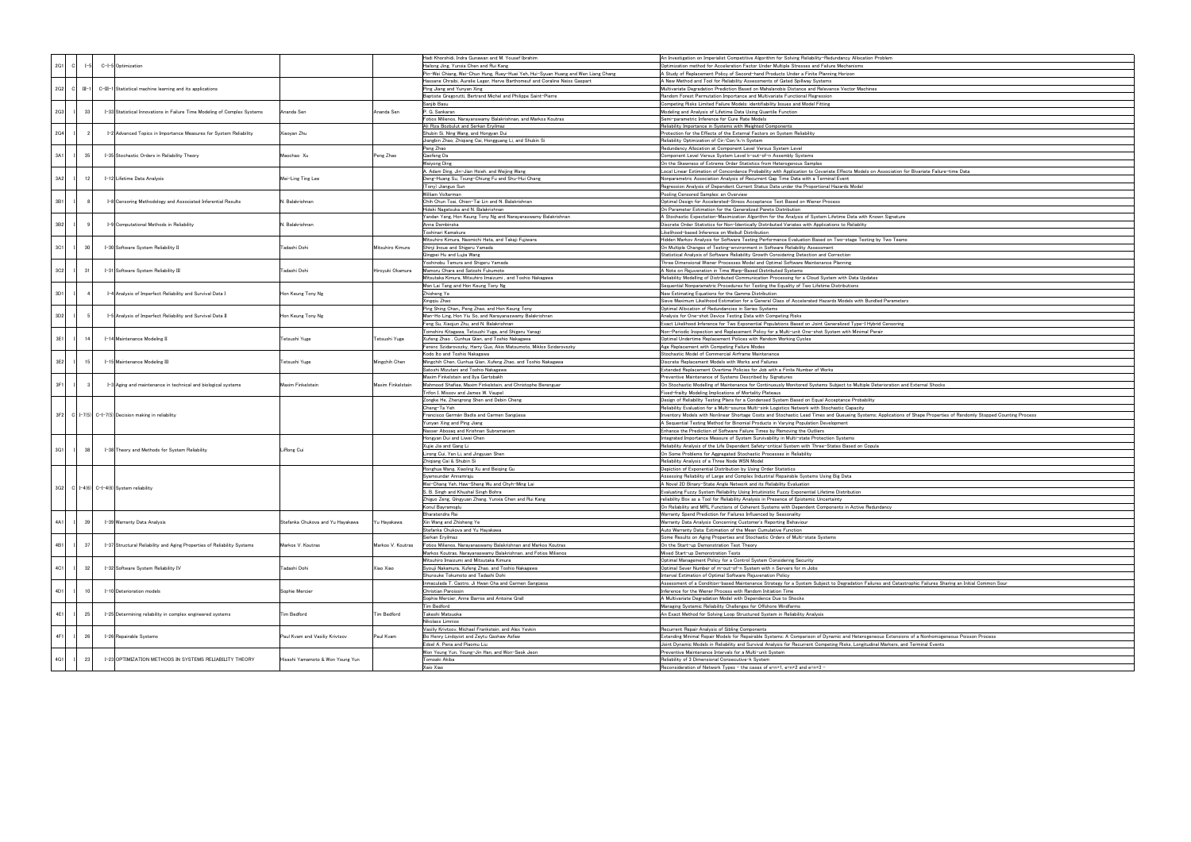| | | | | | | | | |
|---|---|---|---|---|---|---|---|---|
| 2G1 | C | I-5 | C-I-5 Optimization | | | Hadi Khorshidi, Indra Gunawan and M. Yousef Ibrahim | An Investigation on Imperialist Competitive Algorithm for Solving Reliability-Redundancy Allocation Problem |
| | | | | | | Hailong Jing, Yunxia Chen and Rui Kang | Optimization method for Acceleration Factor Under Multiple Stresses and Failure Mechanisms |
| | | | | | | Pin-Wei Chiang, Wei-Chun Hung, Ruey-Huei Yeh, Hui-Syuan Huang and Wen Liang Chang | A Study of Replacement Policy of Second-hand Products Under a Finite Planning Horizon |
| 2G2 | C | III-1 | C-III-1 Statistical machine learning and its applications | | | Hassane Chraibi, Aurelie Leger, Herve Barthomeuf and Coraline Neiss Gaspart | A New Method and Tool for Reliability Assessments of Gated Spillway Systems |
| | | | | | | Ping Jiang and Yunyan Xing | Multivariate Degradation Prediction Based on Mahalanobis Distance and Relevance Vector Machines |
| | | | | | | Baptiste Gregorutti, Bertrand Michel and Philippe Saint-Pierre | Random Forest Permutation Importance and Multivariate Functional Regression |
| 2G3 | I | 33 | I-33 Statistical Innovations in Failure Time Modeling of Complex Systems | Ananda Sen | Ananda Sen | Sanjib Basu | Competing Risks Limited Failure Models: identifiability Issues and Model Fitting |
| | | | | | | P. G. Sankaran | Modeling and Analysis of Lifetime Data Using Quantile Function |
| | | | | | | Fotios Milienos, Narayanaswamy Balakrishnan, and Markos Koutras | Semi-parametric Inference for Cure Rate Models |
| 2G4 | I | 2 | I-2 Advanced Topics in Importance Measures for System Reliability | Xiaoyan Zhu | | Ali Riza Bozbulut and Serkan Eryilmaz | Reliability Importance in Systems with Weighted Components |
| | | | | | | Shubin Si, Ning Wang, and Hongyan Dui | Protection for the Effects of the External Factors on System Reliability |
| | | | | | | Jiangbin Zhao, Zhiqiang Cai, Hongguang Li, and Shubin Si | Reliability Optimization of Cir/Con/k/n System |
| 3A1 | I | 35 | I-35 Stochastic Orders in Reliability Theory | Maochao Xu | Peng Zhao | Peng Zhao | Redundancy Allocation at Component Level Versus System Level |
| | | | | | | Gaofeng Da | Component Level Versus System Level k-out-of-n Assembly Systems |
| | | | | | | Weiyong Ding | On the Skewness of Extreme Order Statistics from Heterogeneous Samples |
| 3A2 | I | 12 | I-12 Lifetime Data Analysis | Mei-Ling Ting Lee | | A. Adam Ding, Jin-Jian Hsieh, and Weijing Wang | Local Linear Estimation of Concordance Probability with Application to Covariate Effects Models on Association for Bivariate Failure-time Data |
| | | | | | | Deng-Huang Su, Tsung-Chiung Fu and Shu-Hui Chang | Nonparametric Association Analysis of Recurrent Gap Time Data with a Terminal Event |
| | | | | | | (Tony) Jianguo Sun | Regression Analysis of Dependent Current Status Data under the Proportional Hazards Model |
| 3B1 | I | 8 | I-8 Censoring Methodology and Associated Inferential Results | N. Balakrishnan | | William Volterman | Pooling Censored Samples: an Overview |
| | | | | | | Chih Chun Tsai, Chien-Tai Lin and N. Balakrishnan | Optimal Design for Accelerated-Stress Acceptance Test Based on Wiener Process |
| | | | | | | Hideki Nagatsuka and N. Balakrishnan | On Parameter Estimation for the Generalized Pareto Distribution |
| 3B2 | I | 9 | I-9 Computational Methods in Reliability | N. Balakrishnan | | Yandan Yang, Hon Keung Tony Ng and Narayanaswamy Balakrishnan | A Stochastic Expectation-Maximization Algorithm for the Analysis of System Lifetime Data with Known Signature |
| | | | | | | Anna Dembinska | Discrete Order Statistics for Non-Identically Distributed Variates with Applications to Reliability |
| | | | | | | Toshinari Kamakura | Likelihood-based Inference on Weibull Distribution |
| 3C1 | I | 30 | I-30 Software System Reliability II | Tadashi Dohi | Mitsuhiro Kimura | Mitsuhiro Kimura, Naomichi Hata, and Takaji Fujiwara | Hidden Markov Analysis for Software Testing Performance Evaluation Based on Two-stage Testing by Two Teams |
| | | | | | | Shinji Inoue and Shigeru Yamada | On Multiple Changes of Testing-environment in Software Reliability Assessment |
| | | | | | | Qingpei Hu and Lujia Wang | Statistical Analysis of Software Reliability Growth Considering Detection and Correction |
| 3C2 | I | 31 | I-31 Software System Reliability III | Tadashi Dohi | Hiroyuki Okamura | Yoshinobu Tamura and Shigeru Yamada | Three Dimensional Wiener Processes Model and Optimal Software Maintenance Planning |
| | | | | | | Mamoru Ohara and Satoshi Fukumoto | A Note on Rejuvenation in Time Warp-Based Distributed Systems |
| | | | | | | Mitsutaka Kimura, Mitsuhiro Imaizumi , and Toshio Nakagawa | Reliability Modelling of Distributed Communication Processing for a Cloud System with Data Updates |
| 3D1 | I | 4 | I-4 Analysis of Imperfect Reliability and Survival Data I | Hon Keung Tony Ng | | Man Lai Tang and Hon Keung Tony Ng | Sequential Nonparametric Procedures for Testing the Equality of Two Lifetime Distributions |
| | | | | | | Zhisheng Ye | New Estimating Equations for the Gamma Distribution |
| | | | | | | Xingqiu Zhao | Sieve Maximum Likelihood Estimation for a General Class of Accelerated Hazards Models with Bundled Parameters |
| 3D2 | I | 5 | I-5 Analysis of Imperfect Reliability and Survival Data II | Hon Keung Tony Ng | | Ping Shing Chan, Peng Zhao, and Hon Keung Tony | Optimal Allocation of Redundancies in Series Systems |
| | | | | | | Man-Ho Ling, Hon Yiu So, and Narayanaswamy Balakrishnan | Analysis for One-shot Device Testing Data with Competing Risks |
| | | | | | | Feng Su, Xiaojun Zhu, and N. Balakrishnan | Exact Likelihood Inference for Two Exponential Populations Based on Joint Generalized Type-I Hybrid Censoring |
| 3E1 | I | 14 | I-14 Maintenance Modeling II | Tetsushi Yuge | Tetsushi Yuge | Tomohiro Kitagawa, Tetsushi Yuge, and Shigeru Yanagi | Non-Periodic Inspection and Replacement Policy for a Multi-unit One-shot System with Minimal Perair |
| | | | | | | Xufeng Zhao , Cunhua Qian, and Toshio Nakagawa | Optimal Undertime Replacement Polices with Random Working Cycles |
| | | | | | | Ferenc Szidarovszky, Harry Guo, Akio Matsumoto, Miklos Szidarovszky | Age Replacement with Competing Failure Modes |
| 3E2 | I | 15 | I-15 Maintenance Modeling III | Tetsushi Yuge | Mingchih Chen | Kodo Ito and Toshio Nakagawa | Stochastic Model of Commercial Airframe Maintenance |
| | | | | | | Mingchih Chen, Cunhua Qian, Xufeng Zhao, and Toshio Nakagawa | Discrete Replacement Models with Works and Failures |
| | | | | | | Satoshi Mizutani and Toshio Nakagawa | Extended Replacement Overtime Policies for Job with a Finite Number of Works |
| 3F1 | I | 3 | I-3 Aging and maintenance in technical and biological systems | Maxim Finkelstein | Maxim Finkelstein | Maxim Finkelstein and Ilya Gertsbakh | Preventive Maintenance of Systems Described by Signatures |
| | | | | | | Mahmood Shafiee, Maxim Finkelstein, and Christophe Berenguer | On Stochastic Modelling of Maintenance for Continuously Monitored Systems Subject to Multiple Deterioration and External Shocks |
| | | | | | | Trifon I. Missov and James W. Vaupel | Fixed-frailty Modeling Implications of Mortality Plateaus |
| 3F2 | C | I-7(5) | C-I-7(5) Decision making in reliability | | | Zongke He, Zhengrong Shen and Debin Cheng | Design of Reliability Testing Plans for a Condensed System Based on Equal Acceptance Probability |
| | | | | | | Cheng-Ta Yeh | Reliability Evaluation for a Multi-source Multi-sink Logistics Network with Stochastic Capacity |
| | | | | | | Francisco Germán Badía and Carmen Sangüesa | Inventory Models with Nonlinear Shortage Costs and Stochastic Lead Times and Queueing Systems; Applications of Shape Properties of Randomly Stopped Counting Process |
| | | | | | | Yunyan Xing and Ping Jiang | A Sequential Testing Method for Binomial Products in Varying Population Development |
| | | | | | | Nasser Abosaq and Krishnan Subramaniam | Enhance the Prediction of Software Failure Times by Removing the Outliers |
| 3G1 | I | 38 | I-38 Theory and Methods for System Reliability | LiRong Cui | | Hongyan Dui and Liwei Chen | Integrated Importance Measure of System Survivability in Multi-state Protection Systems |
| | | | | | | Xujie Jia and Gang Li | Reliability Analysis of the Life Dependent Safety-critical System with Three-States Based on Copula |
| | | | | | | Lirong Cui, Yan Li, and Jingyuan Shen | On Some Problems for Aggregated Stochastic Processes in Reliability |
| | | | | | | Zhiqiang Cai & Shubin Si | Reliability Analysis of a Three Node WSN Model |
| 3G2 | C | I-4(6) | C-I-4(6) System reliability | | | Ronghua Wang, Xiaoling Xu and Beiqing Gu | Depiction of Exponential Distribution by Using Order Statistics |
| | | | | | | Syamsundar Annamraju | Assessing Reliability of Large and Complex Industrial Repairable Systems Using Big Data |
| | | | | | | Wei-Chang Yeh, Haw-Sheng Wu and Chyh-Ming Lai | A Novel 2D Binary-State Angle Network and its Reliability Evaluation |
| | | | | | | S. B. Singh and Khushal Singh Bohra | Evaluating Fuzzy System Reliability Using Intuitionistic Fuzzy Exponential Lifetime Distribution |
| | | | | | | Zhiguo Zeng, Qingyuan Zhang, Yunxia Chen and Rui Kang | reliability Box as a Tool for Reliability Analysis in Presence of Epistemic Uncertainty |
| | | | | | | Konul Bayramoglu | On Reliability and MRL Functions of Coherent Systems with Dependent Components in Active Redundancy |
| 4A1 | I | 39 | I-39 Warranty Data Analysis | Stefanka Chukova and Yu Hayakawa | Yu Hayakawa | Bharatendra Rai | Warranty Spend Prediction for Failures Influenced by Seasonality |
| | | | | | | Xin Wang and Zhisheng Ye | Warranty Data Analysis Concerning Customer's Reporting Behaviour |
| | | | | | | Stefanka Chukova and Yu Hayakawa | Auto Warranty Data: Estimation of the Mean Cumulative Function |
| 4B1 | I | 37 | I-37 Structural Reliability and Aging Properties of Reliability Systems | Markos V. Koutras | Markos V. Koutras | Serkan Eryilmaz | Some Results on Aging Properties and Stochastic Orders of Multi-state Systems |
| | | | | | | Fotios Milienos, Narayanaswamy Balakrishnan and Markos Koutras | On the Start-up Demonstration Test Theory |
| | | | | | | Markos Koutras, Narayanaswamy Balakrishnan, and Fotios Milienos | Mixed Start-up Demonstration Tests |
| 4C1 | I | 32 | I-32 Software System Reliability IV | Tadashi Dohi | Xiao Xiao | Mitsuhiro Imaizumi and Mitsutaka Kimura | Optimal Management Policy for a Control System Considering Security |
| | | | | | | Syouji Nakamura, Xufeng Zhao, and Toshio Nakagawa | Optimal Sever Number of m-out-of-n System with n Servers for m Jobs |
| | | | | | | Shunsuke Tokumoto and Tadashi Dohi | Interval Estimation of Optimal Software Rejuvenation Policy |
| 4D1 | I | 10 | I-10 Deterioration models | Sophie Mercier | | Inmaculada T. Castro, Ji Hwan Cha and Carmen Sangüesa | Assessment of a Condition-based Maintenance Strategy for a System Subject to Degradation Failures and Catastrophic Failures Sharing an Initial Common Sour |
| | | | | | | Christian Paroissin | Inference for the Wiener Process with Random Initiation Time |
| | | | | | | Sophie Mercier, Anne Barros and Antoine Grall | A Multivariate Degradation Model with Dependence Due to Shocks |
| 4E1 | I | 25 | I-25 Determining reliability in complex engineered systems | Tim Bedford | Tim Bedford | Tim Bedford | Managing Systemic Reliability Challenges for Offshore Windfarms |
| | | | | | | Takashi Matsuoka | An Exact Method for Solving Loop Structured System in Reliability Analysis |
| | | | | | | Nikolaos Limnios | |
| 4F1 | I | 26 | I-26 Repairable Systems | Paul Kvam and Vasiliy Krivtsov | Paul Kvam | Vasiliy Krivtsov, Michael Frankstein, and Alex Yevkin | Recurrent Repair Analysis of Sibling Components |
| | | | | | | Bo Henry Lindqvist and Zeytu Gashaw Asfaw | Extending Minimal Repair Models for Repairable Systems: A Comparison of Dynamic and Heterogeneous Extensions of a Nonhomogeneous Poisson Process |
| | | | | | | Edsel A. Pena and Piaomu Liu | Joint Dynamic Models in Reliability and Survival Analysis for Recurrent Competing Risks, Longitudinal Markers, and Terminal Events |
| 4G1 | I | 23 | I-23 OPTIMZATION METHODS IN SYSTEMS RELIABILITY THEORY | Hisashi Yamamoto & Won Young Yun | | Won Young Yun, Young-Jin Han, and Won-Seok Jeon | Preventive Maintenance Intervals for a Multi-unit System |
| | | | | | | Tomoaki Akiba | Reliability of 3 Dimensional Consecutive-k System |
| | | | | | | Xaio Xiao | Reconsideration of Network Types - the cases of e=n+1, e=n+2 and e=n+3 - |